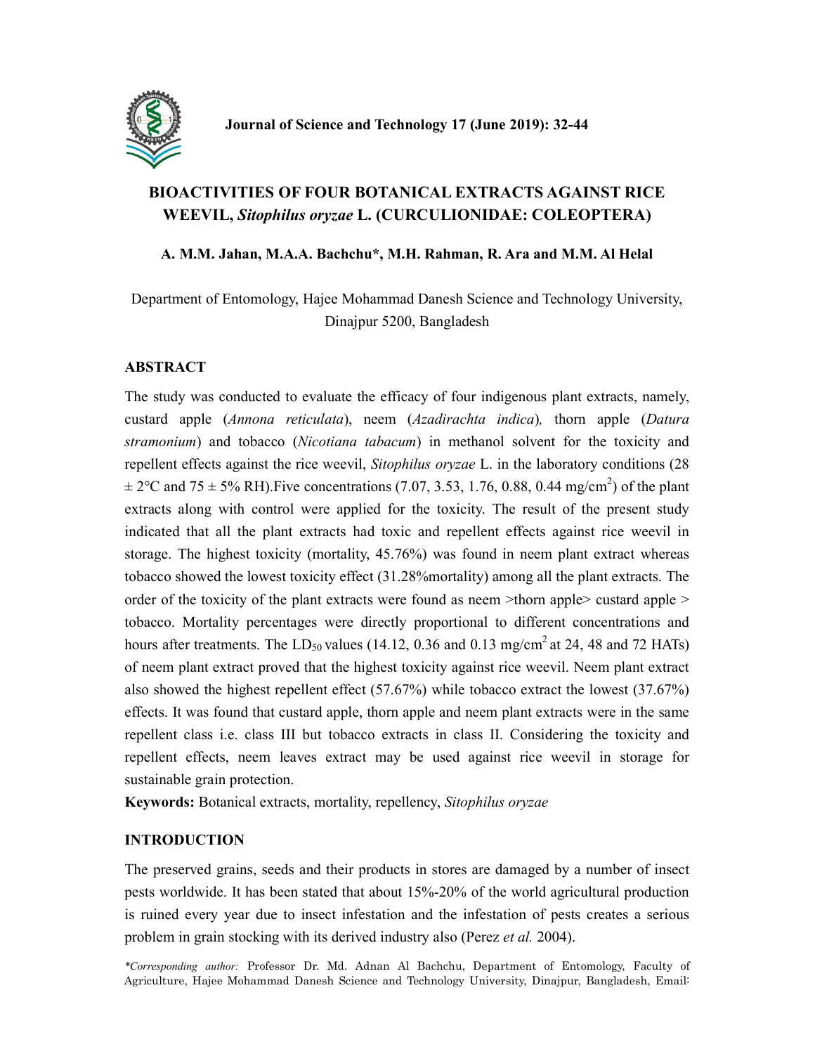# BIOACTIVITIES OF FOUR BOTANICAL EXTRACTS AGAINST RICE WEEVIL, *Sitophilus oryzae* L. (CURCULIONIDAE: COLEOPTERA)

**A. M.M. Jahan, M.A.A. Bachchu*, M.H. Rahman, R. Ara and M.M. Al Helal**

Department of Entomology, Hajee Mohammad Danesh Science and Technology University, Dinajpur 5200, Bangladesh

## ABSTRACT

The study was conducted to evaluate the efficacy of four indigenous plant extracts, namely, custard apple (*Annona reticulata*), neem (*Azadirachta indica*), thorn apple (*Datura stramonium*) and tobacco (*Nicotiana tabacum*) in methanol solvent for the toxicity and repellent effects against the rice weevil, *Sitophilus oryzae* L. in the laboratory conditions (28 ± 2°C and 75 ± 5% RH).Five concentrations (7.07, 3.53, 1.76, 0.88, 0.44 mg/cm$^2$) of the plant extracts along with control were applied for the toxicity. The result of the present study indicated that all the plant extracts had toxic and repellent effects against rice weevil in storage. The highest toxicity (mortality, 45.76%) was found in neem plant extract whereas tobacco showed the lowest toxicity effect (31.28%mortality) among all the plant extracts. The order of the toxicity of the plant extracts were found as neem >thorn apple> custard apple > tobacco. Mortality percentages were directly proportional to different concentrations and hours after treatments. The $LD_{50}$ values (14.12, 0.36 and 0.13 mg/cm$^2$ at 24, 48 and 72 HATs) of neem plant extract proved that the highest toxicity against rice weevil. Neem plant extract also showed the highest repellent effect (57.67%) while tobacco extract the lowest (37.67%) effects. It was found that custard apple, thorn apple and neem plant extracts were in the same repellent class i.e. class III but tobacco extracts in class II. Considering the toxicity and repellent effects, neem leaves extract may be used against rice weevil in storage for sustainable grain protection.

**Keywords:** Botanical extracts, mortality, repellency, *Sitophilus oryzae*

## INTRODUCTION

The preserved grains, seeds and their products in stores are damaged by a number of insect pests worldwide. It has been stated that about 15%-20% of the world agricultural production is ruined every year due to insect infestation and the infestation of pests creates a serious problem in grain stocking with its derived industry also (Perez *et al.* 2004).

**Corresponding author:* Professor Dr. Md. Adnan Al Bachchu, Department of Entomology, Faculty of Agriculture, Hajee Mohammad Danesh Science and Technology University, Dinajpur, Bangladesh, Email: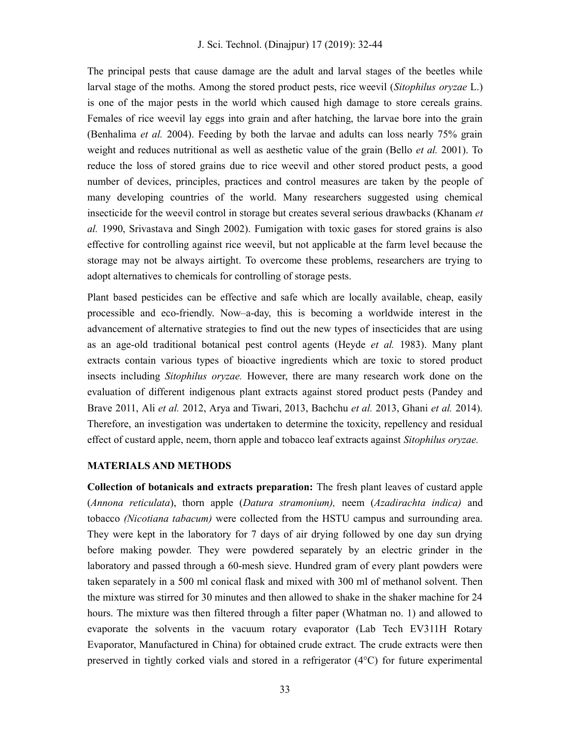The principal pests that cause damage are the adult and larval stages of the beetles while larval stage of the moths. Among the stored product pests, rice weevil (*Sitophilus oryzae* L.) is one of the major pests in the world which caused high damage to store cereals grains. Females of rice weevil lay eggs into grain and after hatching, the larvae bore into the grain (Benhalima *et al.* 2004). Feeding by both the larvae and adults can loss nearly 75% grain weight and reduces nutritional as well as aesthetic value of the grain (Bello *et al.* 2001). To reduce the loss of stored grains due to rice weevil and other stored product pests, a good number of devices, principles, practices and control measures are taken by the people of many developing countries of the world. Many researchers suggested using chemical insecticide for the weevil control in storage but creates several serious drawbacks (Khanam *et al.* 1990, Srivastava and Singh 2002). Fumigation with toxic gases for stored grains is also effective for controlling against rice weevil, but not applicable at the farm level because the storage may not be always airtight. To overcome these problems, researchers are trying to adopt alternatives to chemicals for controlling of storage pests.

Plant based pesticides can be effective and safe which are locally available, cheap, easily processible and eco-friendly. Now–a-day, this is becoming a worldwide interest in the advancement of alternative strategies to find out the new types of insecticides that are using as an age-old traditional botanical pest control agents (Heyde *et al.* 1983). Many plant extracts contain various types of bioactive ingredients which are toxic to stored product insects including *Sitophilus oryzae.* However, there are many research work done on the evaluation of different indigenous plant extracts against stored product pests (Pandey and Brave 2011, Ali *et al.* 2012, Arya and Tiwari, 2013, Bachchu *et al.* 2013, Ghani *et al.* 2014). Therefore, an investigation was undertaken to determine the toxicity, repellency and residual effect of custard apple, neem, thorn apple and tobacco leaf extracts against *Sitophilus oryzae.*

## MATERIALS AND METHODS

**Collection of botanicals and extracts preparation:** The fresh plant leaves of custard apple (*Annona reticulata*), thorn apple (*Datura stramonium),* neem (*Azadirachta indica)* and tobacco *(Nicotiana tabacum)* were collected from the HSTU campus and surrounding area. They were kept in the laboratory for 7 days of air drying followed by one day sun drying before making powder. They were powdered separately by an electric grinder in the laboratory and passed through a 60-mesh sieve. Hundred gram of every plant powders were taken separately in a 500 ml conical flask and mixed with 300 ml of methanol solvent. Then the mixture was stirred for 30 minutes and then allowed to shake in the shaker machine for 24 hours. The mixture was then filtered through a filter paper (Whatman no. 1) and allowed to evaporate the solvents in the vacuum rotary evaporator (Lab Tech EV311H Rotary Evaporator, Manufactured in China) for obtained crude extract. The crude extracts were then preserved in tightly corked vials and stored in a refrigerator (4°C) for future experimental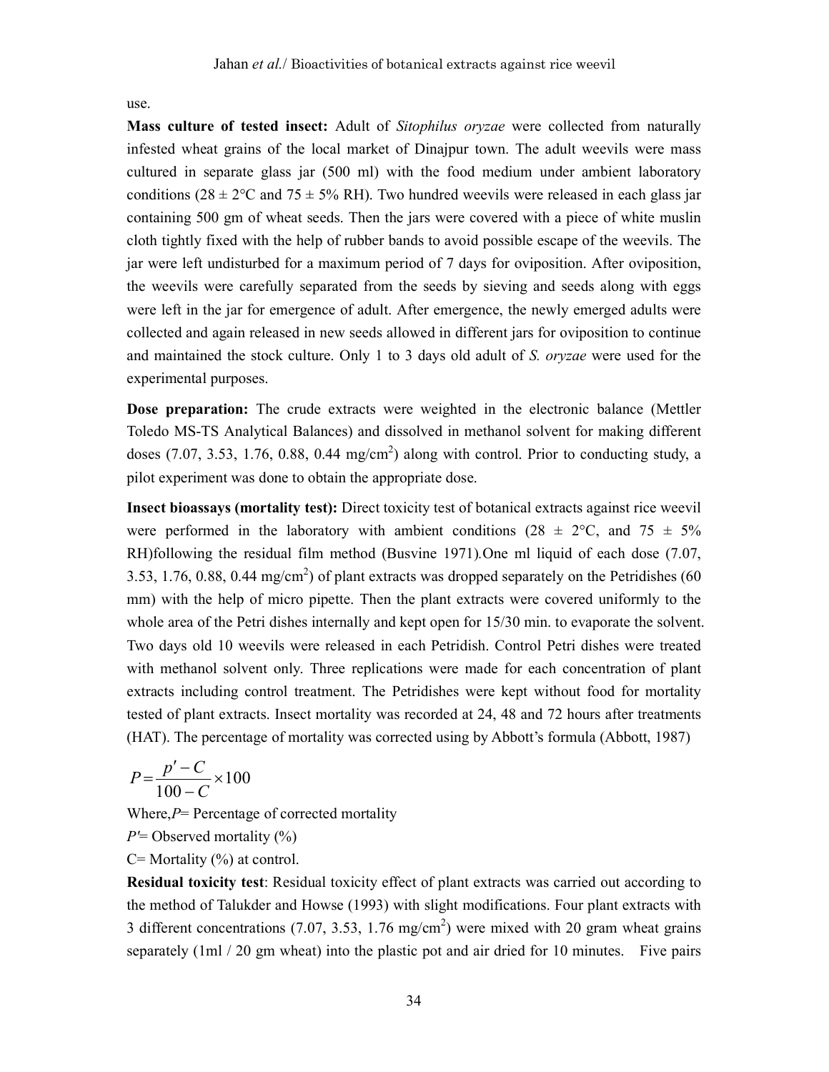use.

**Mass culture of tested insect:** Adult of *Sitophilus oryzae* were collected from naturally infested wheat grains of the local market of Dinajpur town. The adult weevils were mass cultured in separate glass jar (500 ml) with the food medium under ambient laboratory conditions (28 ± 2°C and 75 ± 5% RH). Two hundred weevils were released in each glass jar containing 500 gm of wheat seeds. Then the jars were covered with a piece of white muslin cloth tightly fixed with the help of rubber bands to avoid possible escape of the weevils. The jar were left undisturbed for a maximum period of 7 days for oviposition. After oviposition, the weevils were carefully separated from the seeds by sieving and seeds along with eggs were left in the jar for emergence of adult. After emergence, the newly emerged adults were collected and again released in new seeds allowed in different jars for oviposition to continue and maintained the stock culture. Only 1 to 3 days old adult of *S. oryzae* were used for the experimental purposes.

**Dose preparation:** The crude extracts were weighted in the electronic balance (Mettler Toledo MS-TS Analytical Balances) and dissolved in methanol solvent for making different doses (7.07, 3.53, 1.76, 0.88, 0.44 mg/cm$^2$) along with control. Prior to conducting study, a pilot experiment was done to obtain the appropriate dose.

**Insect bioassays (mortality test):** Direct toxicity test of botanical extracts against rice weevil were performed in the laboratory with ambient conditions (28 ± 2°C, and 75 ± 5% RH)following the residual film method (Busvine 1971).One ml liquid of each dose (7.07, 3.53, 1.76, 0.88, 0.44 mg/cm$^2$) of plant extracts was dropped separately on the Petridishes (60 mm) with the help of micro pipette. Then the plant extracts were covered uniformly to the whole area of the Petri dishes internally and kept open for 15/30 min. to evaporate the solvent. Two days old 10 weevils were released in each Petridish. Control Petri dishes were treated with methanol solvent only. Three replications were made for each concentration of plant extracts including control treatment. The Petridishes were kept without food for mortality tested of plant extracts. Insect mortality was recorded at 24, 48 and 72 hours after treatments (HAT). The percentage of mortality was corrected using by Abbott's formula (Abbott, 1987)

$$P = \frac{p' - C}{100 - C} \times 100$$

Where,$P$= Percentage of corrected mortality

$P'$= Observed mortality (%)

C= Mortality (%) at control.

**Residual toxicity test**: Residual toxicity effect of plant extracts was carried out according to the method of Talukder and Howse (1993) with slight modifications. Four plant extracts with 3 different concentrations (7.07, 3.53, 1.76 mg/cm$^2$) were mixed with 20 gram wheat grains separately (1ml / 20 gm wheat) into the plastic pot and air dried for 10 minutes. Five pairs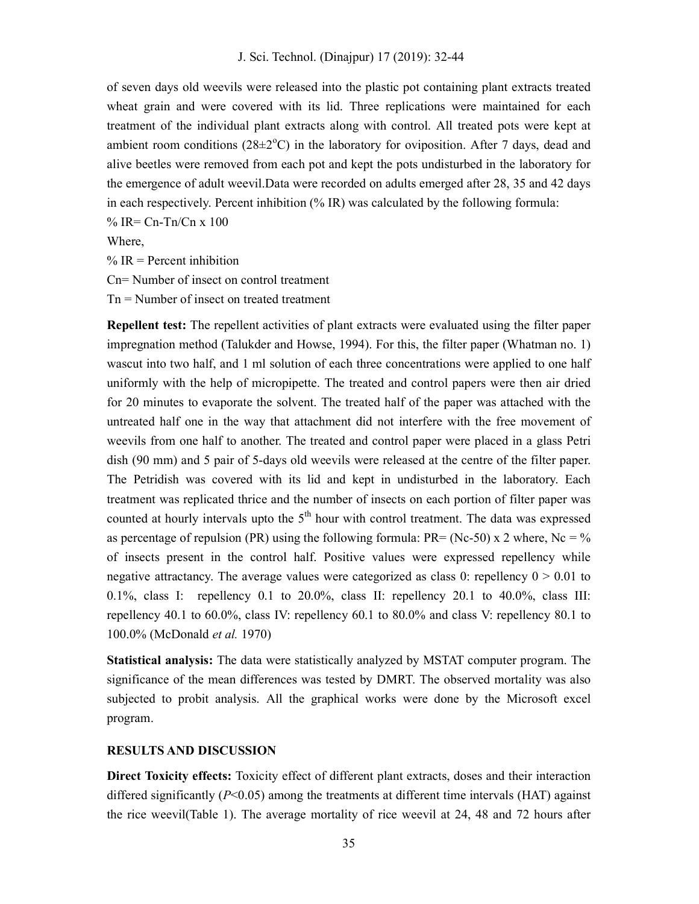of seven days old weevils were released into the plastic pot containing plant extracts treated wheat grain and were covered with its lid. Three replications were maintained for each treatment of the individual plant extracts along with control. All treated pots were kept at ambient room conditions (28±2°C) in the laboratory for oviposition. After 7 days, dead and alive beetles were removed from each pot and kept the pots undisturbed in the laboratory for the emergence of adult weevil.Data were recorded on adults emerged after 28, 35 and 42 days in each respectively. Percent inhibition (% IR) was calculated by the following formula:

% IR= Cn-Tn/Cn x 100

Where,

% IR = Percent inhibition

Cn= Number of insect on control treatment

Tn = Number of insect on treated treatment

**Repellent test:** The repellent activities of plant extracts were evaluated using the filter paper impregnation method (Talukder and Howse, 1994). For this, the filter paper (Whatman no. 1) wascut into two half, and 1 ml solution of each three concentrations were applied to one half uniformly with the help of micropipette. The treated and control papers were then air dried for 20 minutes to evaporate the solvent. The treated half of the paper was attached with the untreated half one in the way that attachment did not interfere with the free movement of weevils from one half to another. The treated and control paper were placed in a glass Petri dish (90 mm) and 5 pair of 5-days old weevils were released at the centre of the filter paper. The Petridish was covered with its lid and kept in undisturbed in the laboratory. Each treatment was replicated thrice and the number of insects on each portion of filter paper was counted at hourly intervals upto the 5th hour with control treatment. The data was expressed as percentage of repulsion (PR) using the following formula: PR= (Nc-50) x 2 where, Nc = % of insects present in the control half. Positive values were expressed repellency while negative attractancy. The average values were categorized as class 0: repellency 0 > 0.01 to 0.1%, class I: repellency 0.1 to 20.0%, class II: repellency 20.1 to 40.0%, class III: repellency 40.1 to 60.0%, class IV: repellency 60.1 to 80.0% and class V: repellency 80.1 to 100.0% (McDonald *et al.* 1970)

**Statistical analysis:** The data were statistically analyzed by MSTAT computer program. The significance of the mean differences was tested by DMRT. The observed mortality was also subjected to probit analysis. All the graphical works were done by the Microsoft excel program.

## RESULTS AND DISCUSSION

**Direct Toxicity effects:** Toxicity effect of different plant extracts, doses and their interaction differed significantly ($P$<0.05) among the treatments at different time intervals (HAT) against the rice weevil(Table 1). The average mortality of rice weevil at 24, 48 and 72 hours after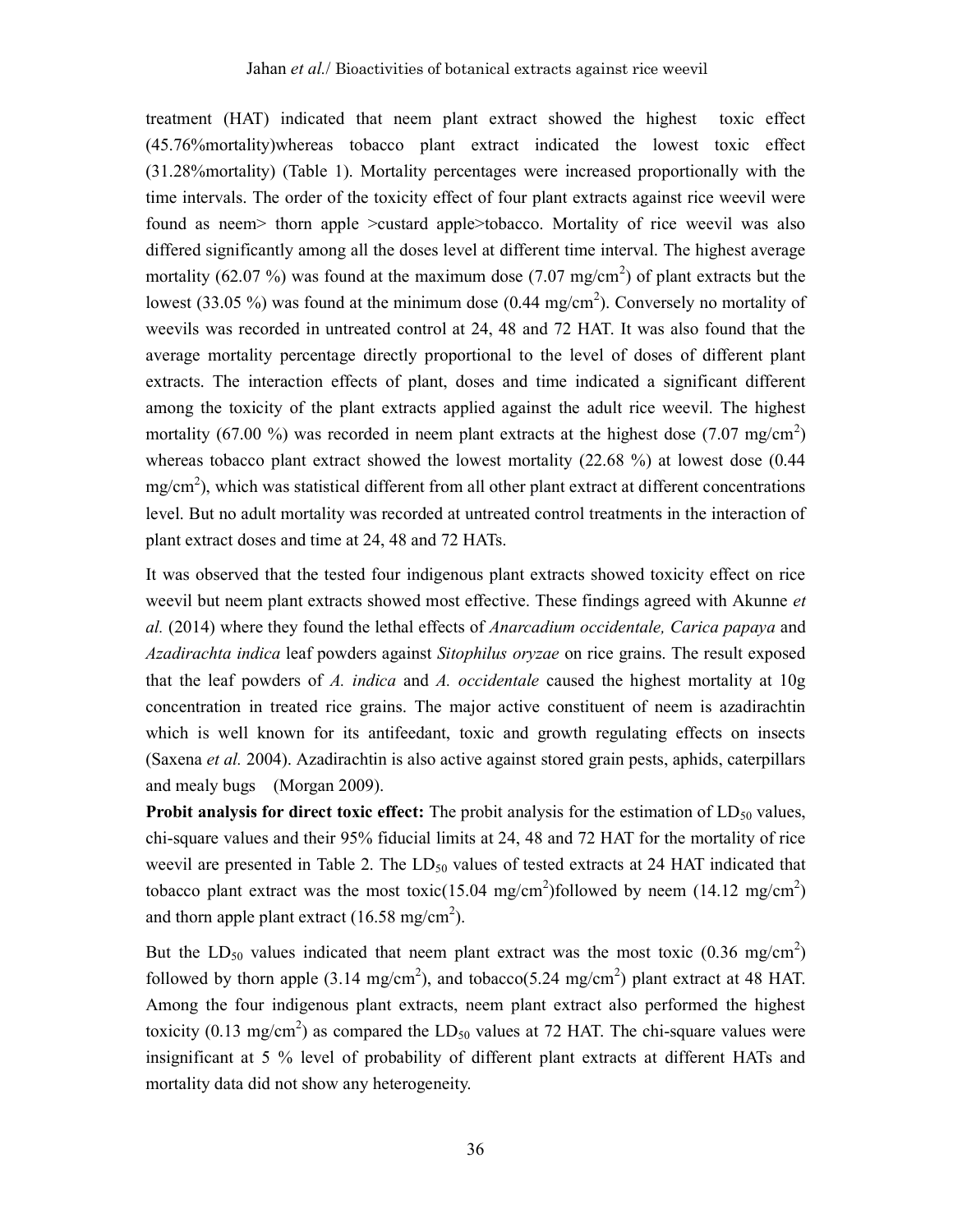treatment (HAT) indicated that neem plant extract showed the highest toxic effect (45.76%mortality)whereas tobacco plant extract indicated the lowest toxic effect (31.28%mortality) (Table 1). Mortality percentages were increased proportionally with the time intervals. The order of the toxicity effect of four plant extracts against rice weevil were found as neem> thorn apple >custard apple>tobacco. Mortality of rice weevil was also differed significantly among all the doses level at different time interval. The highest average mortality (62.07 %) was found at the maximum dose (7.07 mg/cm$^2$) of plant extracts but the lowest (33.05 %) was found at the minimum dose (0.44 mg/cm$^2$). Conversely no mortality of weevils was recorded in untreated control at 24, 48 and 72 HAT. It was also found that the average mortality percentage directly proportional to the level of doses of different plant extracts. The interaction effects of plant, doses and time indicated a significant different among the toxicity of the plant extracts applied against the adult rice weevil. The highest mortality (67.00 %) was recorded in neem plant extracts at the highest dose (7.07 mg/cm$^2$) whereas tobacco plant extract showed the lowest mortality (22.68 %) at lowest dose (0.44 mg/cm$^2$), which was statistical different from all other plant extract at different concentrations level. But no adult mortality was recorded at untreated control treatments in the interaction of plant extract doses and time at 24, 48 and 72 HATs.

It was observed that the tested four indigenous plant extracts showed toxicity effect on rice weevil but neem plant extracts showed most effective. These findings agreed with Akunne *et al.* (2014) where they found the lethal effects of *Anarcadium occidentale, Carica papaya* and *Azadirachta indica* leaf powders against *Sitophilus oryzae* on rice grains. The result exposed that the leaf powders of *A. indica* and *A. occidentale* caused the highest mortality at 10g concentration in treated rice grains. The major active constituent of neem is azadirachtin which is well known for its antifeedant, toxic and growth regulating effects on insects (Saxena *et al.* 2004). Azadirachtin is also active against stored grain pests, aphids, caterpillars and mealy bugs (Morgan 2009).

**Probit analysis for direct toxic effect:** The probit analysis for the estimation of $LD_{50}$ values, chi-square values and their 95% fiducial limits at 24, 48 and 72 HAT for the mortality of rice weevil are presented in Table 2. The $LD_{50}$ values of tested extracts at 24 HAT indicated that tobacco plant extract was the most toxic(15.04 mg/cm$^2$)followed by neem (14.12 mg/cm$^2$) and thorn apple plant extract (16.58 mg/cm$^2$).

But the $LD_{50}$ values indicated that neem plant extract was the most toxic (0.36 mg/cm$^2$) followed by thorn apple (3.14 mg/cm$^2$), and tobacco(5.24 mg/cm$^2$) plant extract at 48 HAT. Among the four indigenous plant extracts, neem plant extract also performed the highest toxicity (0.13 mg/cm$^2$) as compared the $LD_{50}$ values at 72 HAT. The chi-square values were insignificant at 5 % level of probability of different plant extracts at different HATs and mortality data did not show any heterogeneity.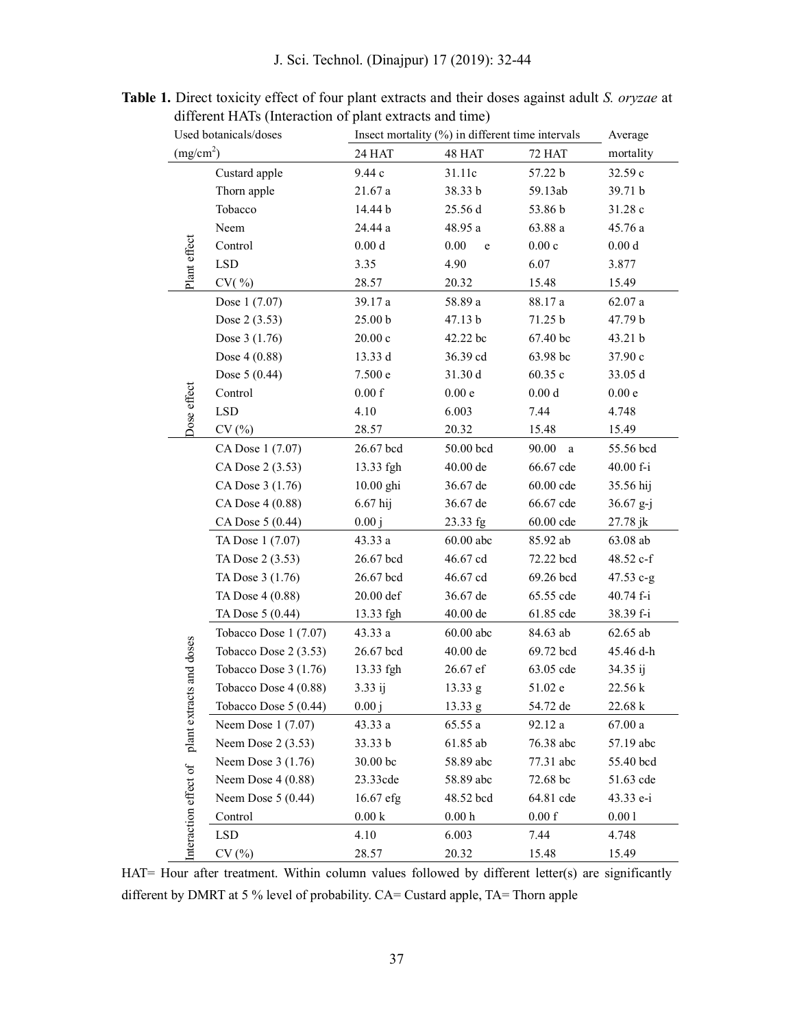**Table 1.** Direct toxicity effect of four plant extracts and their doses against adult *S. oryzae* at different HATs (Interaction of plant extracts and time)

| | Used botanicals/doses ($mg/cm^2$) | Insect mortality (%) in different time intervals | | | Average mortality |
|---|---|---|---|---|---|
| | | 24 HAT | 48 HAT | 72 HAT | |
| Plant effect | Custard apple | 9.44 c | 31.11c | 57.22 b | 32.59 c |
| | Thorn apple | 21.67 a | 38.33 b | 59.13ab | 39.71 b |
| | Tobacco | 14.44 b | 25.56 d | 53.86 b | 31.28 c |
| | Neem | 24.44 a | 48.95 a | 63.88 a | 45.76 a |
| | Control | 0.00 d | 0.00 e | 0.00 c | 0.00 d |
| | LSD | 3.35 | 4.90 | 6.07 | 3.877 |
| | CV( %) | 28.57 | 20.32 | 15.48 | 15.49 |
| Dose effect | Dose 1 (7.07) | 39.17 a | 58.89 a | 88.17 a | 62.07 a |
| | Dose 2 (3.53) | 25.00 b | 47.13 b | 71.25 b | 47.79 b |
| | Dose 3 (1.76) | 20.00 c | 42.22 bc | 67.40 bc | 43.21 b |
| | Dose 4 (0.88) | 13.33 d | 36.39 cd | 63.98 bc | 37.90 c |
| | Dose 5 (0.44) | 7.500 e | 31.30 d | 60.35 c | 33.05 d |
| | Control | 0.00 f | 0.00 e | 0.00 d | 0.00 e |
| | LSD | 4.10 | 6.003 | 7.44 | 4.748 |
| | CV (%) | 28.57 | 20.32 | 15.48 | 15.49 |
| Interaction effect of plant extracts and doses | CA Dose 1 (7.07) | 26.67 bcd | 50.00 bcd | 90.00 a | 55.56 bcd |
| | CA Dose 2 (3.53) | 13.33 fgh | 40.00 de | 66.67 cde | 40.00 f-i |
| | CA Dose 3 (1.76) | 10.00 ghi | 36.67 de | 60.00 cde | 35.56 hij |
| | CA Dose 4 (0.88) | 6.67 hij | 36.67 de | 66.67 cde | 36.67 g-j |
| | CA Dose 5 (0.44) | 0.00 j | 23.33 fg | 60.00 cde | 27.78 jk |
| | TA Dose 1 (7.07) | 43.33 a | 60.00 abc | 85.92 ab | 63.08 ab |
| | TA Dose 2 (3.53) | 26.67 bcd | 46.67 cd | 72.22 bcd | 48.52 c-f |
| | TA Dose 3 (1.76) | 26.67 bcd | 46.67 cd | 69.26 bcd | 47.53 c-g |
| | TA Dose 4 (0.88) | 20.00 def | 36.67 de | 65.55 cde | 40.74 f-i |
| | TA Dose 5 (0.44) | 13.33 fgh | 40.00 de | 61.85 cde | 38.39 f-i |
| | Tobacco Dose 1 (7.07) | 43.33 a | 60.00 abc | 84.63 ab | 62.65 ab |
| | Tobacco Dose 2 (3.53) | 26.67 bcd | 40.00 de | 69.72 bcd | 45.46 d-h |
| | Tobacco Dose 3 (1.76) | 13.33 fgh | 26.67 ef | 63.05 cde | 34.35 ij |
| | Tobacco Dose 4 (0.88) | 3.33 ij | 13.33 g | 51.02 e | 22.56 k |
| | Tobacco Dose 5 (0.44) | 0.00 j | 13.33 g | 54.72 de | 22.68 k |
| | Neem Dose 1 (7.07) | 43.33 a | 65.55 a | 92.12 a | 67.00 a |
| | Neem Dose 2 (3.53) | 33.33 b | 61.85 ab | 76.38 abc | 57.19 abc |
| | Neem Dose 3 (1.76) | 30.00 bc | 58.89 abc | 77.31 abc | 55.40 bcd |
| | Neem Dose 4 (0.88) | 23.33cde | 58.89 abc | 72.68 bc | 51.63 cde |
| | Neem Dose 5 (0.44) | 16.67 efg | 48.52 bcd | 64.81 cde | 43.33 e-i |
| | Control | 0.00 k | 0.00 h | 0.00 f | 0.00 l |
| | LSD | 4.10 | 6.003 | 7.44 | 4.748 |
| | CV (%) | 28.57 | 20.32 | 15.48 | 15.49 |

HAT= Hour after treatment. Within column values followed by different letter(s) are significantly different by DMRT at 5 % level of probability. CA= Custard apple, TA= Thorn apple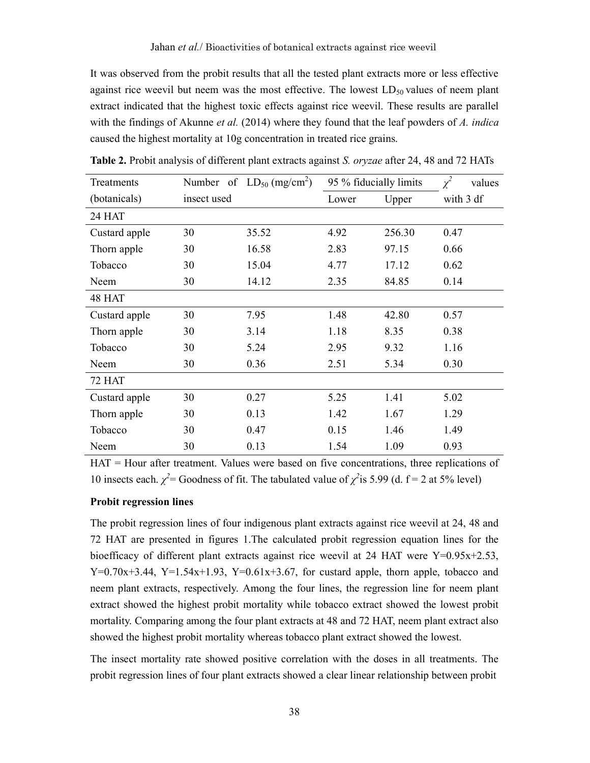It was observed from the probit results that all the tested plant extracts more or less effective against rice weevil but neem was the most effective. The lowest $LD_{50}$ values of neem plant extract indicated that the highest toxic effects against rice weevil. These results are parallel with the findings of Akunne *et al.* (2014) where they found that the leaf powders of *A. indica* caused the highest mortality at 10g concentration in treated rice grains.

**Table 2.** Probit analysis of different plant extracts against *S. oryzae* after 24, 48 and 72 HATs

| Treatments (botanicals) | Number of insect used | $LD_{50}$ (mg/cm$^2$) | 95 % fiducially limits | | $\chi^2$ values with 3 df |
|---|---|---|---|---|---|
| | | | Lower | Upper | |
| **24 HAT** | | | | | |
| Custard apple | 30 | 35.52 | 4.92 | 256.30 | 0.47 |
| Thorn apple | 30 | 16.58 | 2.83 | 97.15 | 0.66 |
| Tobacco | 30 | 15.04 | 4.77 | 17.12 | 0.62 |
| Neem | 30 | 14.12 | 2.35 | 84.85 | 0.14 |
| **48 HAT** | | | | | |
| Custard apple | 30 | 7.95 | 1.48 | 42.80 | 0.57 |
| Thorn apple | 30 | 3.14 | 1.18 | 8.35 | 0.38 |
| Tobacco | 30 | 5.24 | 2.95 | 9.32 | 1.16 |
| Neem | 30 | 0.36 | 2.51 | 5.34 | 0.30 |
| **72 HAT** | | | | | |
| Custard apple | 30 | 0.27 | 5.25 | 1.41 | 5.02 |
| Thorn apple | 30 | 0.13 | 1.42 | 1.67 | 1.29 |
| Tobacco | 30 | 0.47 | 0.15 | 1.46 | 1.49 |
| Neem | 30 | 0.13 | 1.54 | 1.09 | 0.93 |

HAT = Hour after treatment. Values were based on five concentrations, three replications of 10 insects each. $\chi^2$= Goodness of fit. The tabulated value of $\chi^2$is 5.99 (d. f = 2 at 5% level)

**Probit regression lines**

The probit regression lines of four indigenous plant extracts against rice weevil at 24, 48 and 72 HAT are presented in figures 1.The calculated probit regression equation lines for the bioefficacy of different plant extracts against rice weevil at 24 HAT were $Y=0.95x+2.53$, $Y=0.70x+3.44$, $Y=1.54x+1.93$, $Y=0.61x+3.67$, for custard apple, thorn apple, tobacco and neem plant extracts, respectively. Among the four lines, the regression line for neem plant extract showed the highest probit mortality while tobacco extract showed the lowest probit mortality. Comparing among the four plant extracts at 48 and 72 HAT, neem plant extract also showed the highest probit mortality whereas tobacco plant extract showed the lowest.

The insect mortality rate showed positive correlation with the doses in all treatments. The probit regression lines of four plant extracts showed a clear linear relationship between probit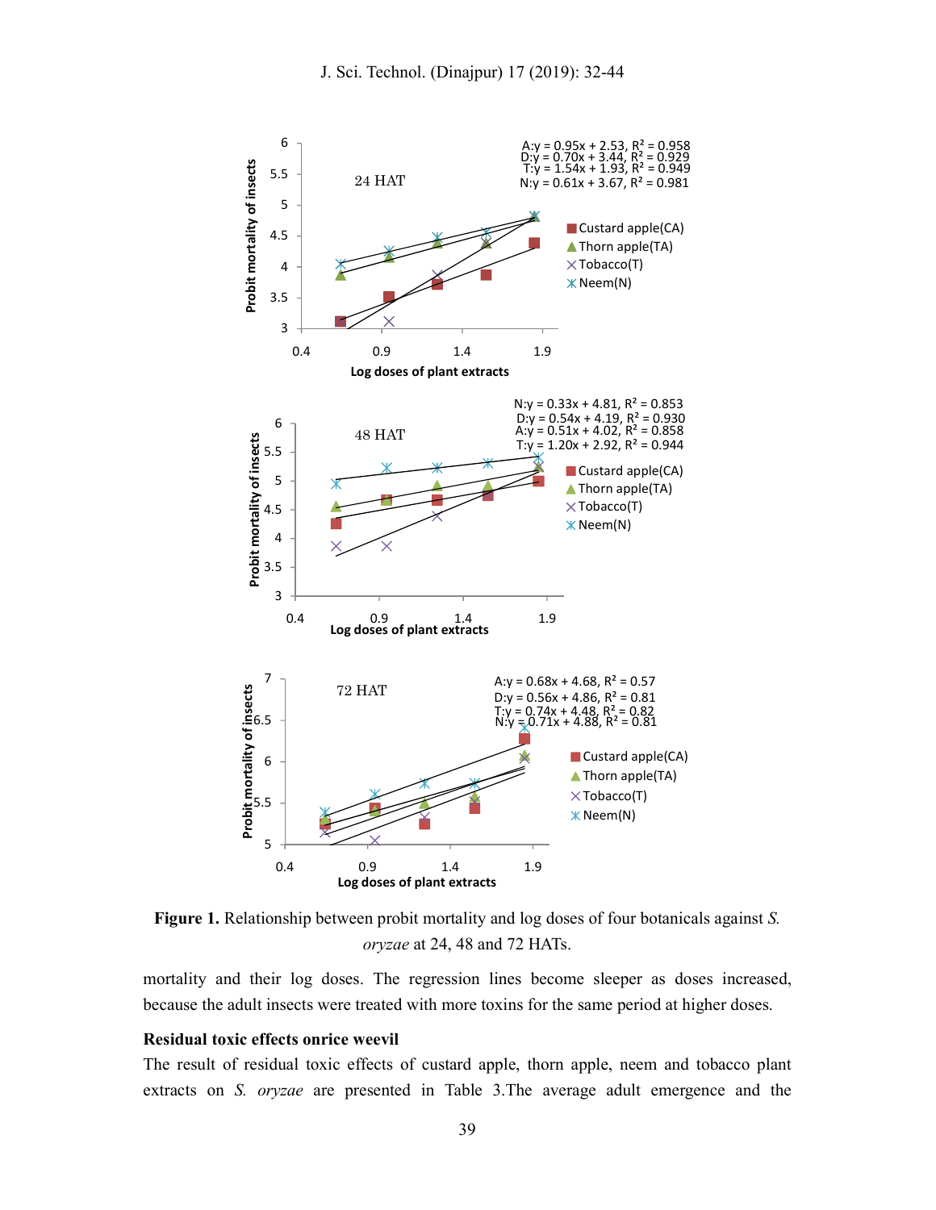**Figure 1.** Relationship between probit mortality and log doses of four botanicals against *S. oryzae* at 24, 48 and 72 HATs.

mortality and their log doses. The regression lines become sleeper as doses increased, because the adult insects were treated with more toxins for the same period at higher doses.

### Residual toxic effects onrice weevil

The result of residual toxic effects of custard apple, thorn apple, neem and tobacco plant extracts on *S. oryzae* are presented in Table 3.The average adult emergence and the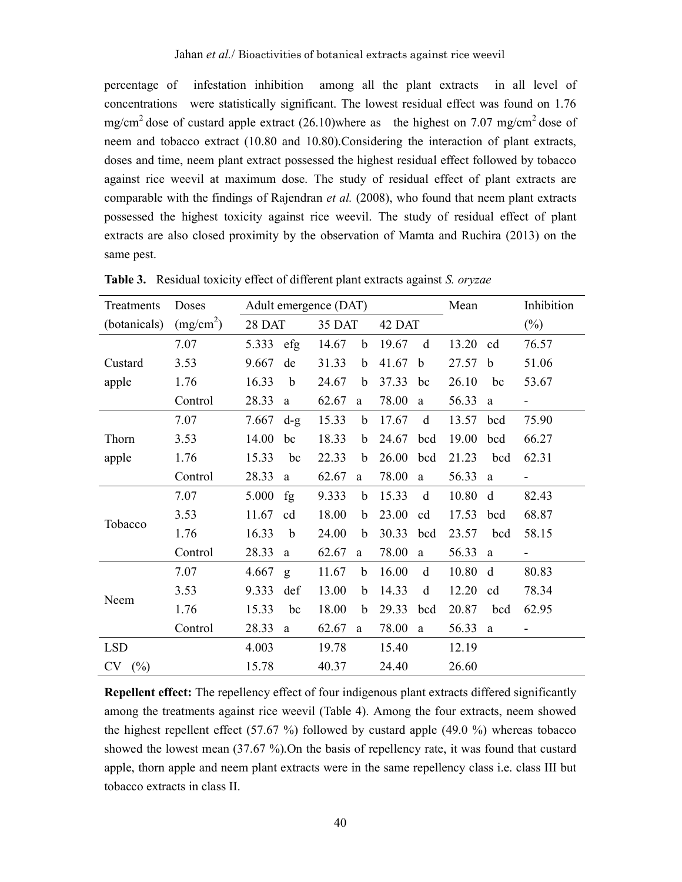percentage of infestation inhibition among all the plant extracts in all level of concentrations were statistically significant. The lowest residual effect was found on 1.76 mg/cm$^2$ dose of custard apple extract (26.10)where as the highest on 7.07 mg/cm$^2$ dose of neem and tobacco extract (10.80 and 10.80).Considering the interaction of plant extracts, doses and time, neem plant extract possessed the highest residual effect followed by tobacco against rice weevil at maximum dose. The study of residual effect of plant extracts are comparable with the findings of Rajendran *et al.* (2008), who found that neem plant extracts possessed the highest toxicity against rice weevil. The study of residual effect of plant extracts are also closed proximity by the observation of Mamta and Ruchira (2013) on the same pest.

**Table 3.** Residual toxicity effect of different plant extracts against *S. oryzae*

| Treatments (botanicals) | Doses (mg/cm$^2$) | Adult emergence (DAT) 28 DAT | | 35 DAT | | 42 DAT | | Mean | | Inhibition (%) |
|---|---|---|---|---|---|---|---|---|---|---|
| Custard apple | 7.07 | 5.333 | efg | 14.67 | b | 19.67 | d | 13.20 | cd | 76.57 |
| | 3.53 | 9.667 | de | 31.33 | b | 41.67 | b | 27.57 | b | 51.06 |
| | 1.76 | 16.33 | b | 24.67 | b | 37.33 | bc | 26.10 | bc | 53.67 |
| | Control | 28.33 | a | 62.67 | a | 78.00 | a | 56.33 | a | - |
| Thorn apple | 7.07 | 7.667 | d-g | 15.33 | b | 17.67 | d | 13.57 | bcd | 75.90 |
| | 3.53 | 14.00 | bc | 18.33 | b | 24.67 | bcd | 19.00 | bcd | 66.27 |
| | 1.76 | 15.33 | bc | 22.33 | b | 26.00 | bcd | 21.23 | bcd | 62.31 |
| | Control | 28.33 | a | 62.67 | a | 78.00 | a | 56.33 | a | - |
| Tobacco | 7.07 | 5.000 | fg | 9.333 | b | 15.33 | d | 10.80 | d | 82.43 |
| | 3.53 | 11.67 | cd | 18.00 | b | 23.00 | cd | 17.53 | bcd | 68.87 |
| | 1.76 | 16.33 | b | 24.00 | b | 30.33 | bcd | 23.57 | bcd | 58.15 |
| | Control | 28.33 | a | 62.67 | a | 78.00 | a | 56.33 | a | - |
| Neem | 7.07 | 4.667 | g | 11.67 | b | 16.00 | d | 10.80 | d | 80.83 |
| | 3.53 | 9.333 | def | 13.00 | b | 14.33 | d | 12.20 | cd | 78.34 |
| | 1.76 | 15.33 | bc | 18.00 | b | 29.33 | bcd | 20.87 | bcd | 62.95 |
| | Control | 28.33 | a | 62.67 | a | 78.00 | a | 56.33 | a | - |
| LSD | | 4.003 | | 19.78 | | 15.40 | | 12.19 | | |
| CV (%) | | 15.78 | | 40.37 | | 24.40 | | 26.60 | | |

**Repellent effect:** The repellency effect of four indigenous plant extracts differed significantly among the treatments against rice weevil (Table 4). Among the four extracts, neem showed the highest repellent effect (57.67 %) followed by custard apple (49.0 %) whereas tobacco showed the lowest mean (37.67 %).On the basis of repellency rate, it was found that custard apple, thorn apple and neem plant extracts were in the same repellency class i.e. class III but tobacco extracts in class II.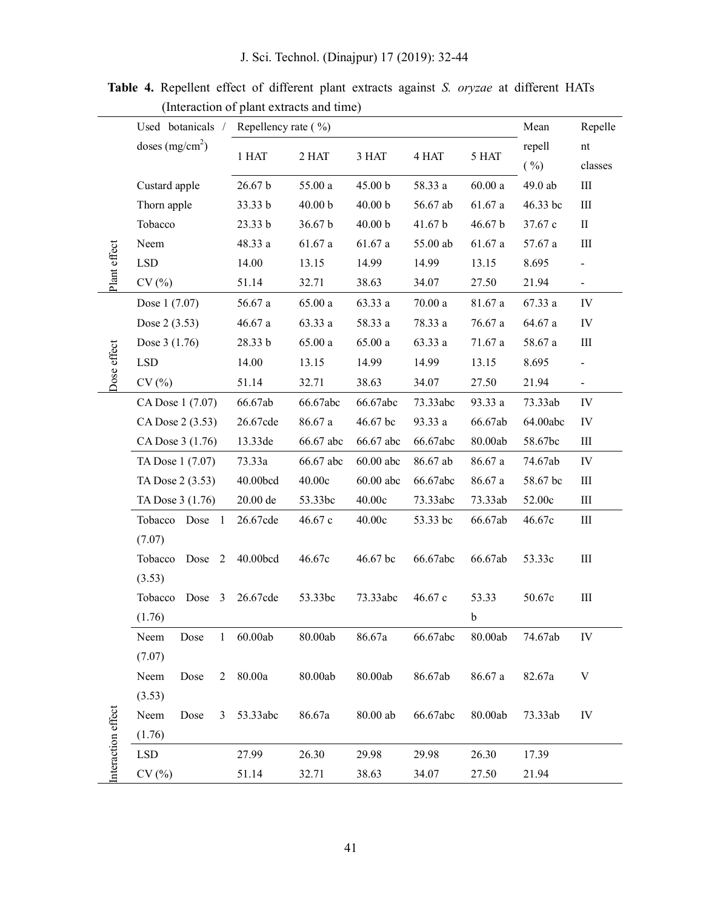**Table 4.** Repellent effect of different plant extracts against *S. oryzae* at different HATs (Interaction of plant extracts and time)

| | Used botanicals / doses (mg/cm$^2$) | Repellency rate (%) | | | | | Mean repell (%) | Repellent classes |
|---|---|---|---|---|---|---|---|---|
| | | 1 HAT | 2 HAT | 3 HAT | 4 HAT | 5 HAT | | |
| Plant effect | Custard apple | 26.67 b | 55.00 a | 45.00 b | 58.33 a | 60.00 a | 49.0 ab | III |
| | Thorn apple | 33.33 b | 40.00 b | 40.00 b | 56.67 ab | 61.67 a | 46.33 bc | III |
| | Tobacco | 23.33 b | 36.67 b | 40.00 b | 41.67 b | 46.67 b | 37.67 c | II |
| | Neem | 48.33 a | 61.67 a | 61.67 a | 55.00 ab | 61.67 a | 57.67 a | III |
| | LSD | 14.00 | 13.15 | 14.99 | 14.99 | 13.15 | 8.695 | - |
| | CV (%) | 51.14 | 32.71 | 38.63 | 34.07 | 27.50 | 21.94 | - |
| Dose effect | Dose 1 (7.07) | 56.67 a | 65.00 a | 63.33 a | 70.00 a | 81.67 a | 67.33 a | IV |
| | Dose 2 (3.53) | 46.67 a | 63.33 a | 58.33 a | 78.33 a | 76.67 a | 64.67 a | IV |
| | Dose 3 (1.76) | 28.33 b | 65.00 a | 65.00 a | 63.33 a | 71.67 a | 58.67 a | III |
| | LSD | 14.00 | 13.15 | 14.99 | 14.99 | 13.15 | 8.695 | - |
| | CV (%) | 51.14 | 32.71 | 38.63 | 34.07 | 27.50 | 21.94 | - |
| Interaction effect | CA Dose 1 (7.07) | 66.67ab | 66.67abc | 66.67abc | 73.33abc | 93.33 a | 73.33ab | IV |
| | CA Dose 2 (3.53) | 26.67cde | 86.67 a | 46.67 bc | 93.33 a | 66.67ab | 64.00abc | IV |
| | CA Dose 3 (1.76) | 13.33de | 66.67 abc | 66.67 abc | 66.67abc | 80.00ab | 58.67bc | III |
| | TA Dose 1 (7.07) | 73.33a | 66.67 abc | 60.00 abc | 86.67 ab | 86.67 a | 74.67ab | IV |
| | TA Dose 2 (3.53) | 40.00bcd | 40.00c | 60.00 abc | 66.67abc | 86.67 a | 58.67 bc | III |
| | TA Dose 3 (1.76) | 20.00 de | 53.33bc | 40.00c | 73.33abc | 73.33ab | 52.00c | III |
| | Tobacco Dose 1 (7.07) | 26.67cde | 46.67 c | 40.00c | 53.33 bc | 66.67ab | 46.67c | III |
| | Tobacco Dose 2 (3.53) | 40.00bcd | 46.67c | 46.67 bc | 66.67abc | 66.67ab | 53.33c | III |
| | Tobacco Dose 3 (1.76) | 26.67cde | 53.33bc | 73.33abc | 46.67 c | 53.33 b | 50.67c | III |
| | Neem Dose 1 (7.07) | 60.00ab | 80.00ab | 86.67a | 66.67abc | 80.00ab | 74.67ab | IV |
| | Neem Dose 2 (3.53) | 80.00a | 80.00ab | 80.00ab | 86.67ab | 86.67 a | 82.67a | V |
| | Neem Dose 3 (1.76) | 53.33abc | 86.67a | 80.00 ab | 66.67abc | 80.00ab | 73.33ab | IV |
| | LSD | 27.99 | 26.30 | 29.98 | 29.98 | 26.30 | 17.39 | |
| | CV (%) | 51.14 | 32.71 | 38.63 | 34.07 | 27.50 | 21.94 | |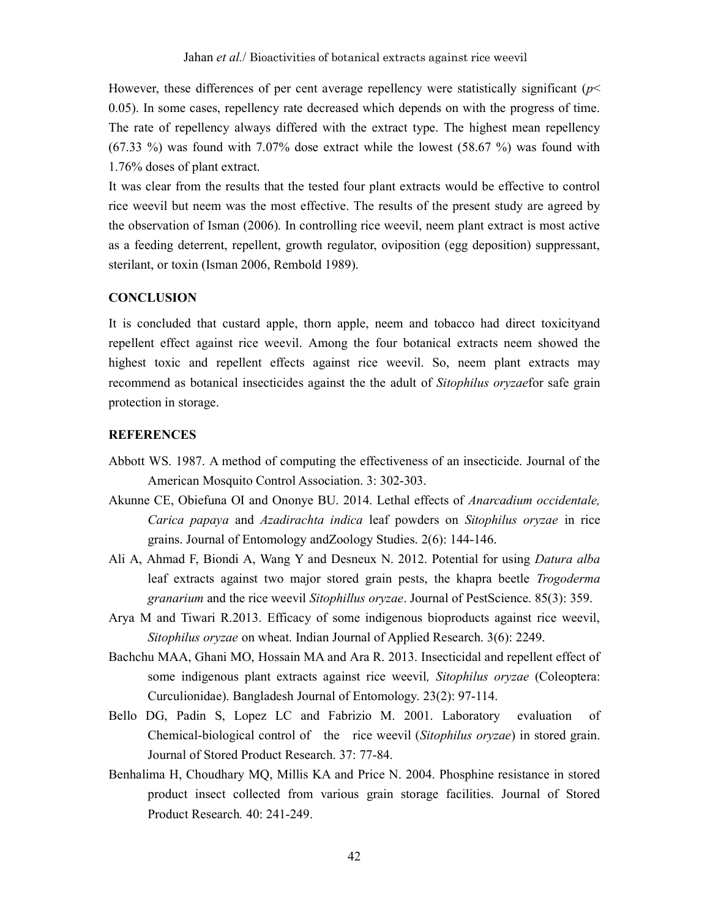However, these differences of per cent average repellency were statistically significant ($p < 0.05$). In some cases, repellency rate decreased which depends on with the progress of time. The rate of repellency always differed with the extract type. The highest mean repellency (67.33 %) was found with 7.07% dose extract while the lowest (58.67 %) was found with 1.76% doses of plant extract.

It was clear from the results that the tested four plant extracts would be effective to control rice weevil but neem was the most effective. The results of the present study are agreed by the observation of Isman (2006). In controlling rice weevil, neem plant extract is most active as a feeding deterrent, repellent, growth regulator, oviposition (egg deposition) suppressant, sterilant, or toxin (Isman 2006, Rembold 1989).

## CONCLUSION

It is concluded that custard apple, thorn apple, neem and tobacco had direct toxicityand repellent effect against rice weevil. Among the four botanical extracts neem showed the highest toxic and repellent effects against rice weevil. So, neem plant extracts may recommend as botanical insecticides against the the adult of *Sitophilus oryzae*for safe grain protection in storage.

## REFERENCES

Abbott WS. 1987. A method of computing the effectiveness of an insecticide. Journal of the American Mosquito Control Association. 3: 302-303.

Akunne CE, Obiefuna OI and Ononye BU. 2014. Lethal effects of *Anarcadium occidentale, Carica papaya* and *Azadirachta indica* leaf powders on *Sitophilus oryzae* in rice grains. Journal of Entomology andZoology Studies. 2(6): 144-146.

Ali A, Ahmad F, Biondi A, Wang Y and Desneux N. 2012. Potential for using *Datura alba* leaf extracts against two major stored grain pests, the khapra beetle *Trogoderma granarium* and the rice weevil *Sitophillus oryzae*. Journal of PestScience. 85(3): 359.

Arya M and Tiwari R.2013. Efficacy of some indigenous bioproducts against rice weevil, *Sitophilus oryzae* on wheat. Indian Journal of Applied Research. 3(6): 2249.

Bachchu MAA, Ghani MO, Hossain MA and Ara R. 2013. Insecticidal and repellent effect of some indigenous plant extracts against rice weevil*, Sitophilus oryzae* (Coleoptera: Curculionidae). Bangladesh Journal of Entomology. 23(2): 97-114.

Bello DG, Padin S, Lopez LC and Fabrizio M. 2001. Laboratory evaluation of Chemical-biological control of the rice weevil (*Sitophilus oryzae*) in stored grain. Journal of Stored Product Research. 37: 77-84.

Benhalima H, Choudhary MQ, Millis KA and Price N. 2004. Phosphine resistance in stored product insect collected from various grain storage facilities. Journal of Stored Product Research. 40: 241-249.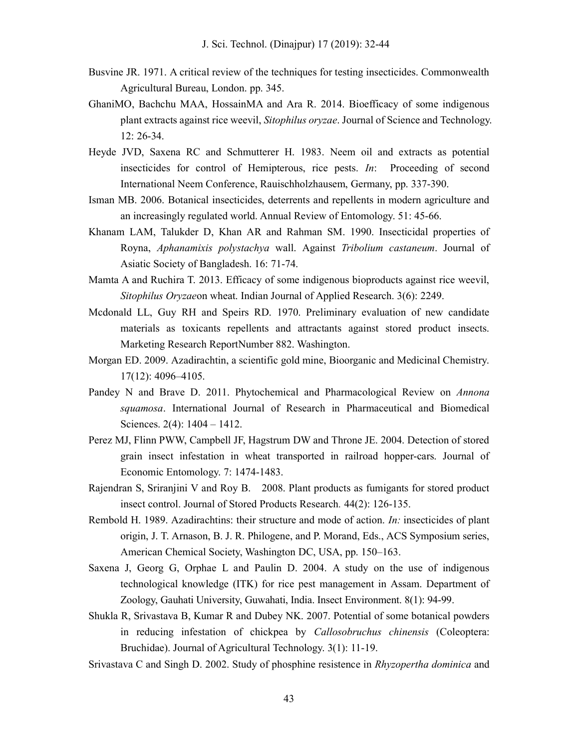Busvine JR. 1971. A critical review of the techniques for testing insecticides. Commonwealth Agricultural Bureau, London. pp. 345.

GhaniMO, Bachchu MAA, HossainMA and Ara R. 2014. Bioefficacy of some indigenous plant extracts against rice weevil, *Sitophilus oryzae*. Journal of Science and Technology. 12: 26-34.

Heyde JVD, Saxena RC and Schmutterer H. 1983. Neem oil and extracts as potential insecticides for control of Hemipterous, rice pests. *In*: Proceeding of second International Neem Conference, Rauischholzhausem, Germany, pp. 337-390.

Isman MB. 2006. Botanical insecticides, deterrents and repellents in modern agriculture and an increasingly regulated world. Annual Review of Entomology. 51: 45-66.

Khanam LAM, Talukder D, Khan AR and Rahman SM. 1990. Insecticidal properties of Royna, *Aphanamixis polystachya* wall. Against *Tribolium castaneum*. Journal of Asiatic Society of Bangladesh. 16: 71-74.

Mamta A and Ruchira T. 2013. Efficacy of some indigenous bioproducts against rice weevil, *Sitophilus Oryzae*on wheat. Indian Journal of Applied Research. 3(6): 2249.

Mcdonald LL, Guy RH and Speirs RD. 1970. Preliminary evaluation of new candidate materials as toxicants repellents and attractants against stored product insects. Marketing Research ReportNumber 882. Washington.

Morgan ED. 2009. Azadirachtin, a scientific gold mine, Bioorganic and Medicinal Chemistry. 17(12): 4096–4105.

Pandey N and Brave D. 2011. Phytochemical and Pharmacological Review on *Annona squamosa*. International Journal of Research in Pharmaceutical and Biomedical Sciences. 2(4): 1404 – 1412.

Perez MJ, Flinn PWW, Campbell JF, Hagstrum DW and Throne JE. 2004. Detection of stored grain insect infestation in wheat transported in railroad hopper-cars. Journal of Economic Entomology. 7: 1474-1483.

Rajendran S, Sriranjini V and Roy B. 2008. Plant products as fumigants for stored product insect control. Journal of Stored Products Research. 44(2): 126-135.

Rembold H. 1989. Azadirachtins: their structure and mode of action. *In:* insecticides of plant origin, J. T. Arnason, B. J. R. Philogene, and P. Morand, Eds., ACS Symposium series, American Chemical Society, Washington DC, USA, pp. 150–163.

Saxena J, Georg G, Orphae L and Paulin D. 2004. A study on the use of indigenous technological knowledge (ITK) for rice pest management in Assam. Department of Zoology, Gauhati University, Guwahati, India. Insect Environment. 8(1): 94-99.

Shukla R, Srivastava B, Kumar R and Dubey NK. 2007. Potential of some botanical powders in reducing infestation of chickpea by *Callosobruchus chinensis* (Coleoptera: Bruchidae). Journal of Agricultural Technology. 3(1): 11-19.

Srivastava C and Singh D. 2002. Study of phosphine resistence in *Rhyzopertha dominica* and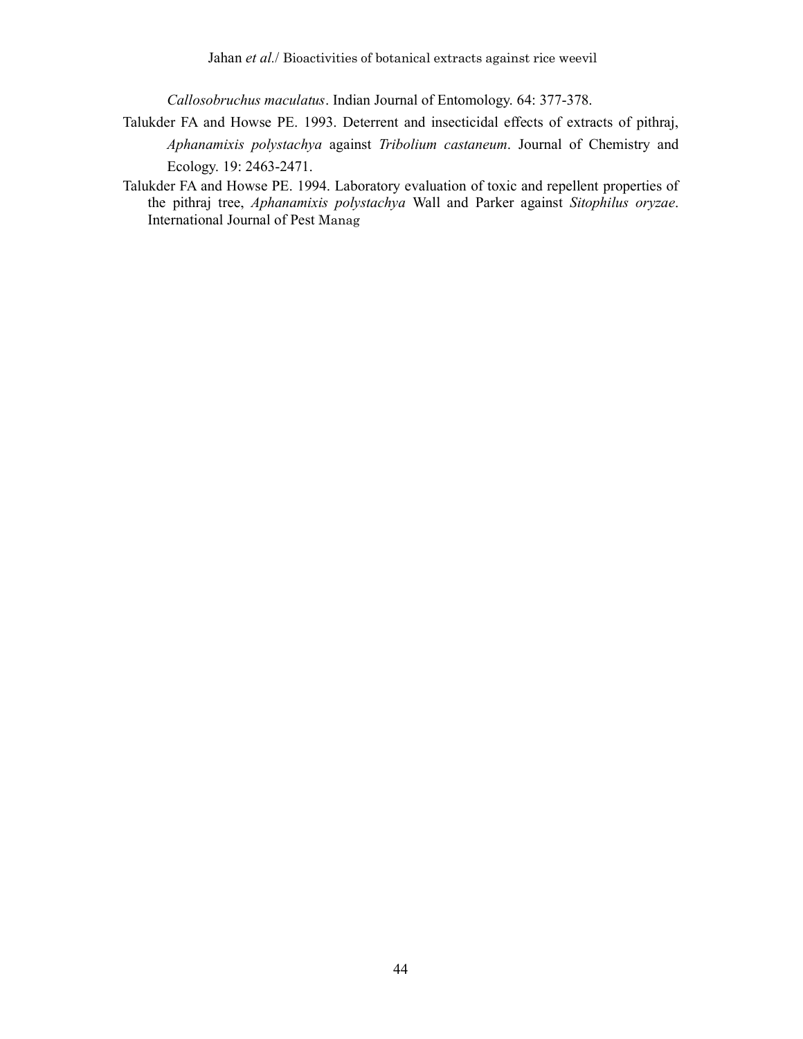*Callosobruchus maculatus*. Indian Journal of Entomology. 64: 377-378.

Talukder FA and Howse PE. 1993. Deterrent and insecticidal effects of extracts of pithraj, *Aphanamixis polystachya* against *Tribolium castaneum*. Journal of Chemistry and Ecology. 19: 2463-2471.

Talukder FA and Howse PE. 1994. Laboratory evaluation of toxic and repellent properties of the pithraj tree, *Aphanamixis polystachya* Wall and Parker against *Sitophilus oryzae*. International Journal of Pest Manag